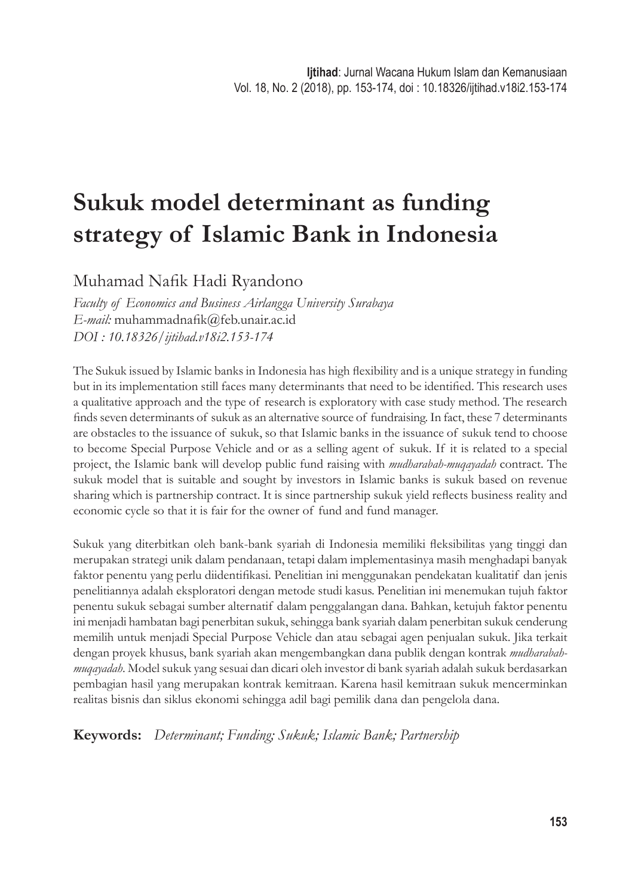# Sukuk model determinant as funding strategy of Islamic Bank in Indonesia

Muhamad Nafik Hadi Ryandono

*Faculty of Economics and Business Airlangga University Surabaya*
*E-mail:* muhammadnafik@feb.unair.ac.id
*DOI : 10.18326/ijtihad.v18i2.153-174*

The Sukuk issued by Islamic banks in Indonesia has high flexibility and is a unique strategy in funding but in its implementation still faces many determinants that need to be identified. This research uses a qualitative approach and the type of research is exploratory with case study method. The research finds seven determinants of sukuk as an alternative source of fundraising. In fact, these 7 determinants are obstacles to the issuance of sukuk, so that Islamic banks in the issuance of sukuk tend to choose to become Special Purpose Vehicle and or as a selling agent of sukuk. If it is related to a special project, the Islamic bank will develop public fund raising with *mudharabah-muqayadah* contract. The sukuk model that is suitable and sought by investors in Islamic banks is sukuk based on revenue sharing which is partnership contract. It is since partnership sukuk yield reflects business reality and economic cycle so that it is fair for the owner of fund and fund manager.

Sukuk yang diterbitkan oleh bank-bank syariah di Indonesia memiliki fleksibilitas yang tinggi dan merupakan strategi unik dalam pendanaan, tetapi dalam implementasinya masih menghadapi banyak faktor penentu yang perlu diidentifikasi. Penelitian ini menggunakan pendekatan kualitatif dan jenis penelitiannya adalah eksploratori dengan metode studi kasus. Penelitian ini menemukan tujuh faktor penentu sukuk sebagai sumber alternatif dalam penggalangan dana. Bahkan, ketujuh faktor penentu ini menjadi hambatan bagi penerbitan sukuk, sehingga bank syariah dalam penerbitan sukuk cenderung memilih untuk menjadi Special Purpose Vehicle dan atau sebagai agen penjualan sukuk. Jika terkait dengan proyek khusus, bank syariah akan mengembangkan dana publik dengan kontrak *mudharabah-muqayadah*. Model sukuk yang sesuai dan dicari oleh investor di bank syariah adalah sukuk berdasarkan pembagian hasil yang merupakan kontrak kemitraan. Karena hasil kemitraan sukuk mencerminkan realitas bisnis dan siklus ekonomi sehingga adil bagi pemilik dana dan pengelola dana.

**Keywords:** *Determinant; Funding; Sukuk; Islamic Bank; Partnership*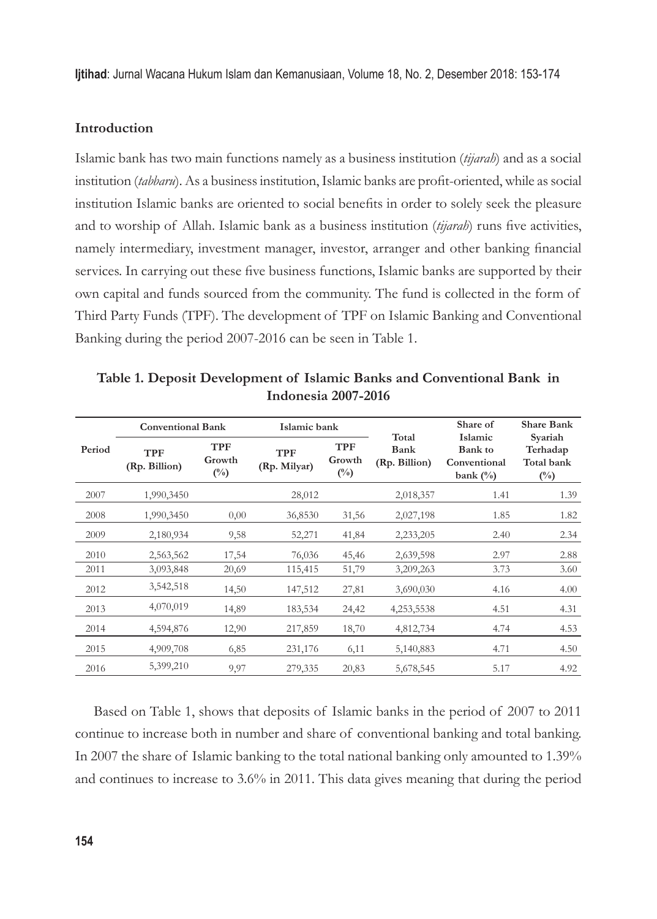## Introduction

Islamic bank has two main functions namely as a business institution (*tijarah*) and as a social institution (*tabbaru*). As a business institution, Islamic banks are profit-oriented, while as social institution Islamic banks are oriented to social benefits in order to solely seek the pleasure and to worship of Allah. Islamic bank as a business institution (*tijarah*) runs five activities, namely intermediary, investment manager, investor, arranger and other banking financial services. In carrying out these five business functions, Islamic banks are supported by their own capital and funds sourced from the community. The fund is collected in the form of Third Party Funds (TPF). The development of TPF on Islamic Banking and Conventional Banking during the period 2007-2016 can be seen in Table 1.

**Table 1. Deposit Development of Islamic Banks and Conventional Bank in Indonesia 2007-2016**

| Period | Conventional Bank | | Islamic bank | | Total Bank (Rp. Billion) | Share of Islamic Bank to Conventional bank (%) | Share Bank Syariah Terhadap Total bank (%) |
|---|---|---|---|---|---|---|---|
| | TPF (Rp. Billion) | TPF Growth (%) | TPF (Rp. Milyar) | TPF Growth (%) | | | |
| 2007 | 1,990,3450 | | 28,012 | | 2,018,357 | 1.41 | 1.39 |
| 2008 | 1,990,3450 | 0,00 | 36,8530 | 31,56 | 2,027,198 | 1.85 | 1.82 |
| 2009 | 2,180,934 | 9,58 | 52,271 | 41,84 | 2,233,205 | 2.40 | 2.34 |
| 2010 | 2,563,562 | 17,54 | 76,036 | 45,46 | 2,639,598 | 2.97 | 2.88 |
| 2011 | 3,093,848 | 20,69 | 115,415 | 51,79 | 3,209,263 | 3.73 | 3.60 |
| 2012 | 3,542,518 | 14,50 | 147,512 | 27,81 | 3,690,030 | 4.16 | 4.00 |
| 2013 | 4,070,019 | 14,89 | 183,534 | 24,42 | 4,253,5538 | 4.51 | 4.31 |
| 2014 | 4,594,876 | 12,90 | 217,859 | 18,70 | 4,812,734 | 4.74 | 4.53 |
| 2015 | 4,909,708 | 6,85 | 231,176 | 6,11 | 5,140,883 | 4.71 | 4.50 |
| 2016 | 5,399,210 | 9,97 | 279,335 | 20,83 | 5,678,545 | 5.17 | 4.92 |

Based on Table 1, shows that deposits of Islamic banks in the period of 2007 to 2011 continue to increase both in number and share of conventional banking and total banking. In 2007 the share of Islamic banking to the total national banking only amounted to 1.39% and continues to increase to 3.6% in 2011. This data gives meaning that during the period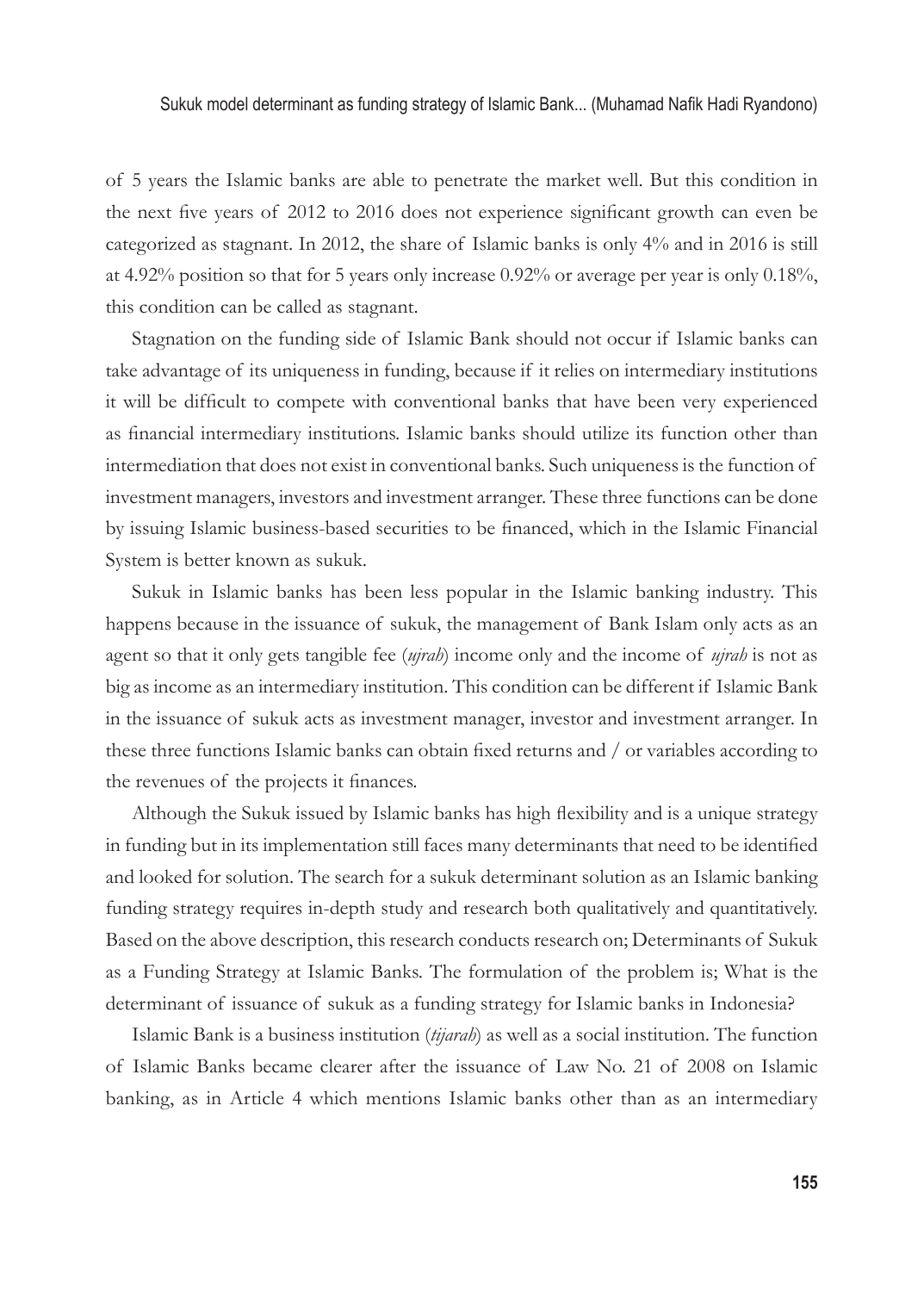of 5 years the Islamic banks are able to penetrate the market well. But this condition in the next five years of 2012 to 2016 does not experience significant growth can even be categorized as stagnant. In 2012, the share of Islamic banks is only 4% and in 2016 is still at 4.92% position so that for 5 years only increase 0.92% or average per year is only 0.18%, this condition can be called as stagnant.

Stagnation on the funding side of Islamic Bank should not occur if Islamic banks can take advantage of its uniqueness in funding, because if it relies on intermediary institutions it will be difficult to compete with conventional banks that have been very experienced as financial intermediary institutions. Islamic banks should utilize its function other than intermediation that does not exist in conventional banks. Such uniqueness is the function of investment managers, investors and investment arranger. These three functions can be done by issuing Islamic business-based securities to be financed, which in the Islamic Financial System is better known as sukuk.

Sukuk in Islamic banks has been less popular in the Islamic banking industry. This happens because in the issuance of sukuk, the management of Bank Islam only acts as an agent so that it only gets tangible fee (*ujrah*) income only and the income of *ujrah* is not as big as income as an intermediary institution. This condition can be different if Islamic Bank in the issuance of sukuk acts as investment manager, investor and investment arranger. In these three functions Islamic banks can obtain fixed returns and / or variables according to the revenues of the projects it finances.

Although the Sukuk issued by Islamic banks has high flexibility and is a unique strategy in funding but in its implementation still faces many determinants that need to be identified and looked for solution. The search for a sukuk determinant solution as an Islamic banking funding strategy requires in-depth study and research both qualitatively and quantitatively. Based on the above description, this research conducts research on; Determinants of Sukuk as a Funding Strategy at Islamic Banks. The formulation of the problem is; What is the determinant of issuance of sukuk as a funding strategy for Islamic banks in Indonesia?

Islamic Bank is a business institution (*tijarah*) as well as a social institution. The function of Islamic Banks became clearer after the issuance of Law No. 21 of 2008 on Islamic banking, as in Article 4 which mentions Islamic banks other than as an intermediary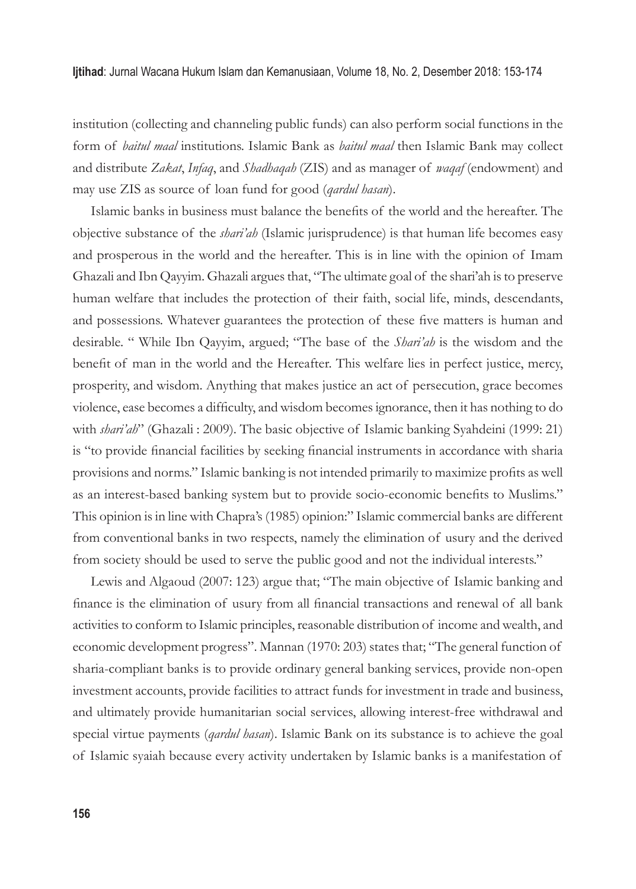institution (collecting and channeling public funds) can also perform social functions in the form of *baitul maal* institutions. Islamic Bank as *baitul maal* then Islamic Bank may collect and distribute *Zakat*, *Infaq*, and *Shadhaqah* (ZIS) and as manager of *waqaf* (endowment) and may use ZIS as source of loan fund for good (*qardul hasan*).

Islamic banks in business must balance the benefits of the world and the hereafter. The objective substance of the *shari'ah* (Islamic jurisprudence) is that human life becomes easy and prosperous in the world and the hereafter. This is in line with the opinion of Imam Ghazali and Ibn Qayyim. Ghazali argues that, "The ultimate goal of the shari'ah is to preserve human welfare that includes the protection of their faith, social life, minds, descendants, and possessions. Whatever guarantees the protection of these five matters is human and desirable. " While Ibn Qayyim, argued; "The base of the *Shari'ah* is the wisdom and the benefit of man in the world and the Hereafter. This welfare lies in perfect justice, mercy, prosperity, and wisdom. Anything that makes justice an act of persecution, grace becomes violence, ease becomes a difficulty, and wisdom becomes ignorance, then it has nothing to do with *shari'ah*" (Ghazali : 2009). The basic objective of Islamic banking Syahdeini (1999: 21) is "to provide financial facilities by seeking financial instruments in accordance with sharia provisions and norms." Islamic banking is not intended primarily to maximize profits as well as an interest-based banking system but to provide socio-economic benefits to Muslims." This opinion is in line with Chapra's (1985) opinion:" Islamic commercial banks are different from conventional banks in two respects, namely the elimination of usury and the derived from society should be used to serve the public good and not the individual interests."

Lewis and Algaoud (2007: 123) argue that; "The main objective of Islamic banking and finance is the elimination of usury from all financial transactions and renewal of all bank activities to conform to Islamic principles, reasonable distribution of income and wealth, and economic development progress". Mannan (1970: 203) states that; "The general function of sharia-compliant banks is to provide ordinary general banking services, provide non-open investment accounts, provide facilities to attract funds for investment in trade and business, and ultimately provide humanitarian social services, allowing interest-free withdrawal and special virtue payments (*qardul hasan*). Islamic Bank on its substance is to achieve the goal of Islamic syaiah because every activity undertaken by Islamic banks is a manifestation of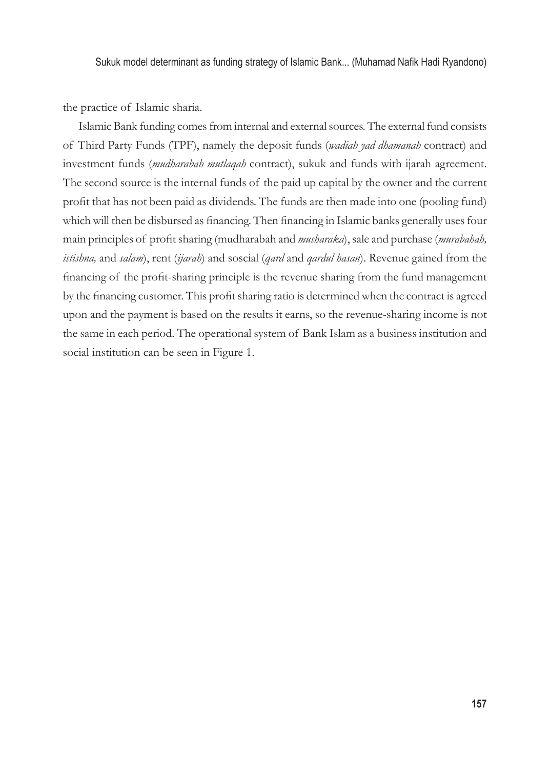the practice of Islamic sharia.

Islamic Bank funding comes from internal and external sources. The external fund consists of Third Party Funds (TPF), namely the deposit funds (*wadiah yad dhamanah* contract) and investment funds (*mudharabah mutlaqah* contract), sukuk and funds with ijarah agreement. The second source is the internal funds of the paid up capital by the owner and the current profit that has not been paid as dividends. The funds are then made into one (pooling fund) which will then be disbursed as financing. Then financing in Islamic banks generally uses four main principles of profit sharing (mudharabah and *musharaka*), sale and purchase (*murabahah, istishna,* and *salam*), rent (*ijarah*) and soscial (*qard* and *qardul hasan*). Revenue gained from the financing of the profit-sharing principle is the revenue sharing from the fund management by the financing customer. This profit sharing ratio is determined when the contract is agreed upon and the payment is based on the results it earns, so the revenue-sharing income is not the same in each period. The operational system of Bank Islam as a business institution and social institution can be seen in Figure 1.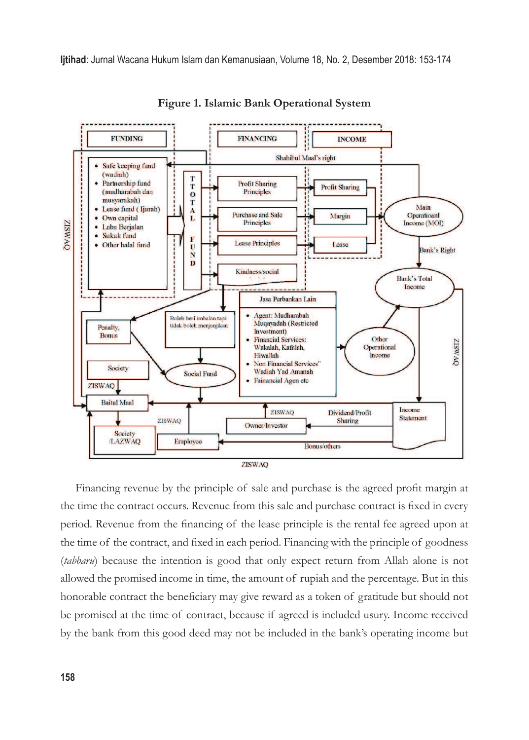**Figure 1. Islamic Bank Operational System**

Financing revenue by the principle of sale and purchase is the agreed profit margin at the time the contract occurs. Revenue from this sale and purchase contract is fixed in every period. Revenue from the financing of the lease principle is the rental fee agreed upon at the time of the contract, and fixed in each period. Financing with the principle of goodness (*tabbaru*) because the intention is good that only expect return from Allah alone is not allowed the promised income in time, the amount of rupiah and the percentage. But in this honorable contract the beneficiary may give reward as a token of gratitude but should not be promised at the time of contract, because if agreed is included usury. Income received by the bank from this good deed may not be included in the bank's operating income but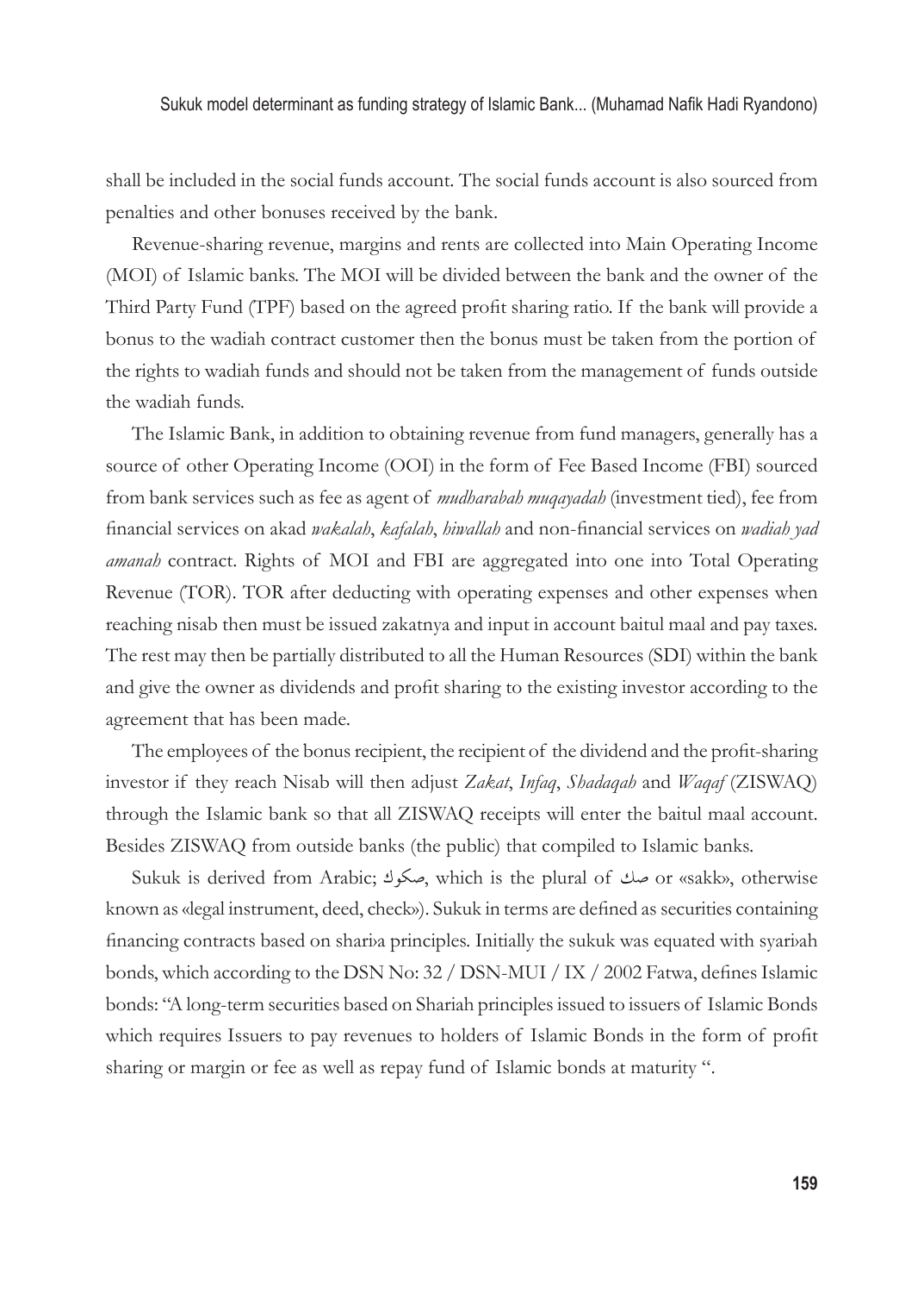shall be included in the social funds account. The social funds account is also sourced from penalties and other bonuses received by the bank.

Revenue-sharing revenue, margins and rents are collected into Main Operating Income (MOI) of Islamic banks. The MOI will be divided between the bank and the owner of the Third Party Fund (TPF) based on the agreed profit sharing ratio. If the bank will provide a bonus to the wadiah contract customer then the bonus must be taken from the portion of the rights to wadiah funds and should not be taken from the management of funds outside the wadiah funds.

The Islamic Bank, in addition to obtaining revenue from fund managers, generally has a source of other Operating Income (OOI) in the form of Fee Based Income (FBI) sourced from bank services such as fee as agent of *mudharabah muqayadah* (investment tied), fee from financial services on akad *wakalah*, *kafalah*, *hiwallah* and non-financial services on *wadiah yad amanah* contract. Rights of MOI and FBI are aggregated into one into Total Operating Revenue (TOR). TOR after deducting with operating expenses and other expenses when reaching nisab then must be issued zakatnya and input in account baitul maal and pay taxes. The rest may then be partially distributed to all the Human Resources (SDI) within the bank and give the owner as dividends and profit sharing to the existing investor according to the agreement that has been made.

The employees of the bonus recipient, the recipient of the dividend and the profit-sharing investor if they reach Nisab will then adjust *Zakat*, *Infaq*, *Shadaqah* and *Waqaf* (ZISWAQ) through the Islamic bank so that all ZISWAQ receipts will enter the baitul maal account. Besides ZISWAQ from outside banks (the public) that compiled to Islamic banks.

Sukuk is derived from Arabic; صكوك, which is the plural of صك or «sakk», otherwise known as «legal instrument, deed, check»). Sukuk in terms are defined as securities containing financing contracts based on shari›a principles. Initially the sukuk was equated with syari›ah bonds, which according to the DSN No: 32 / DSN-MUI / IX / 2002 Fatwa, defines Islamic bonds: "A long-term securities based on Shariah principles issued to issuers of Islamic Bonds which requires Issuers to pay revenues to holders of Islamic Bonds in the form of profit sharing or margin or fee as well as repay fund of Islamic bonds at maturity ".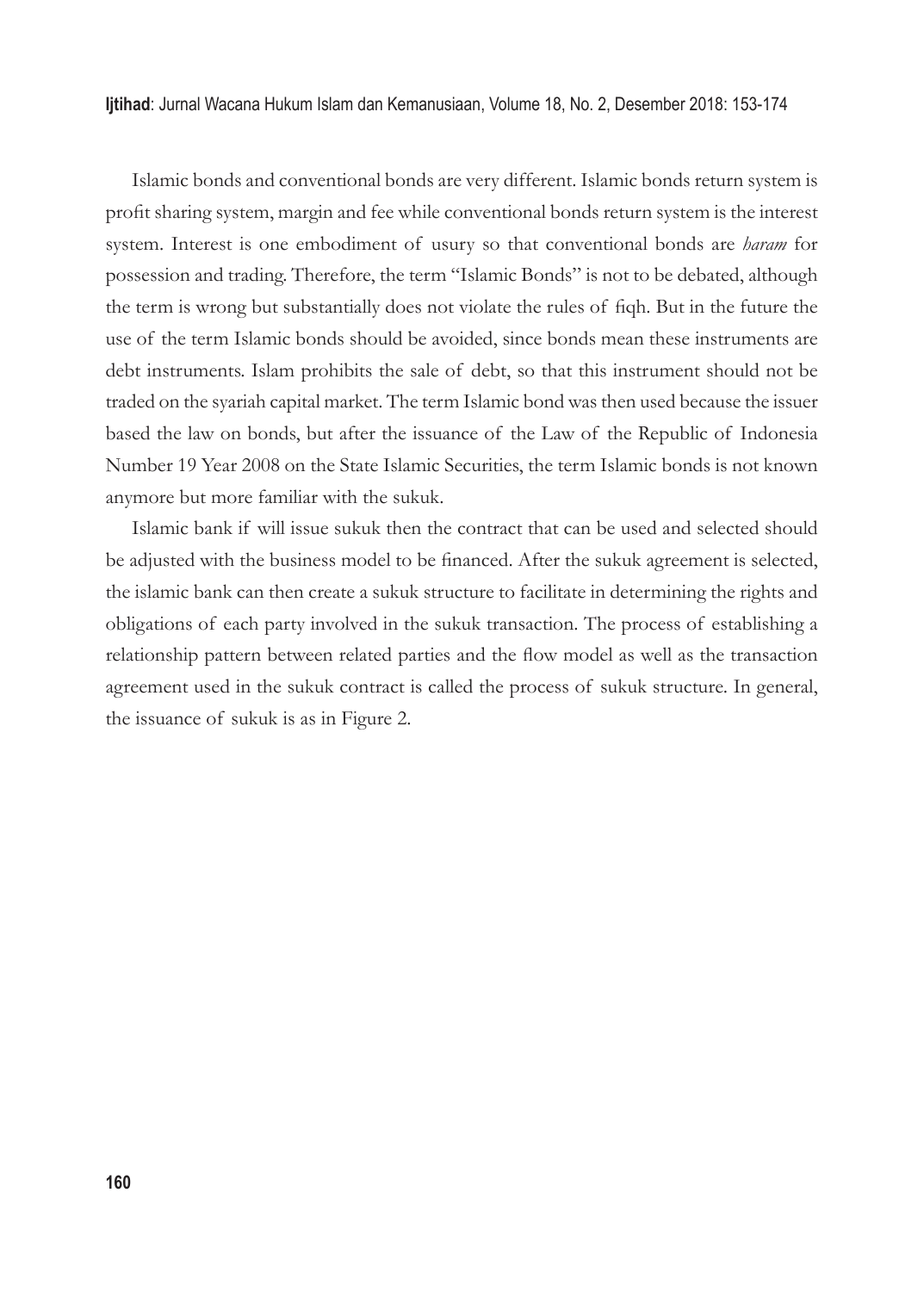Islamic bonds and conventional bonds are very different. Islamic bonds return system is profit sharing system, margin and fee while conventional bonds return system is the interest system. Interest is one embodiment of usury so that conventional bonds are *haram* for possession and trading. Therefore, the term "Islamic Bonds" is not to be debated, although the term is wrong but substantially does not violate the rules of fiqh. But in the future the use of the term Islamic bonds should be avoided, since bonds mean these instruments are debt instruments. Islam prohibits the sale of debt, so that this instrument should not be traded on the syariah capital market. The term Islamic bond was then used because the issuer based the law on bonds, but after the issuance of the Law of the Republic of Indonesia Number 19 Year 2008 on the State Islamic Securities, the term Islamic bonds is not known anymore but more familiar with the sukuk.

Islamic bank if will issue sukuk then the contract that can be used and selected should be adjusted with the business model to be financed. After the sukuk agreement is selected, the islamic bank can then create a sukuk structure to facilitate in determining the rights and obligations of each party involved in the sukuk transaction. The process of establishing a relationship pattern between related parties and the flow model as well as the transaction agreement used in the sukuk contract is called the process of sukuk structure. In general, the issuance of sukuk is as in Figure 2.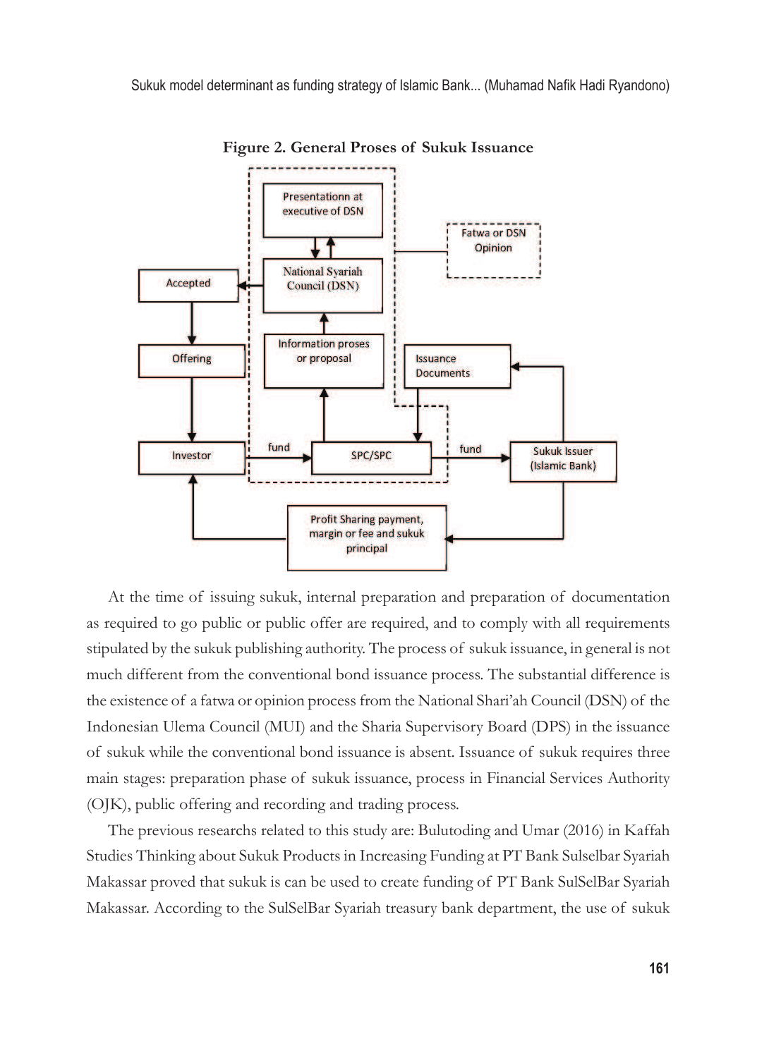**Figure 2. General Proses of Sukuk Issuance**

At the time of issuing sukuk, internal preparation and preparation of documentation as required to go public or public offer are required, and to comply with all requirements stipulated by the sukuk publishing authority. The process of sukuk issuance, in general is not much different from the conventional bond issuance process. The substantial difference is the existence of a fatwa or opinion process from the National Shari'ah Council (DSN) of the Indonesian Ulema Council (MUI) and the Sharia Supervisory Board (DPS) in the issuance of sukuk while the conventional bond issuance is absent. Issuance of sukuk requires three main stages: preparation phase of sukuk issuance, process in Financial Services Authority (OJK), public offering and recording and trading process.

The previous researchs related to this study are: Bulutoding and Umar (2016) in Kaffah Studies Thinking about Sukuk Products in Increasing Funding at PT Bank Sulselbar Syariah Makassar proved that sukuk is can be used to create funding of PT Bank SulSelBar Syariah Makassar. According to the SulSelBar Syariah treasury bank department, the use of sukuk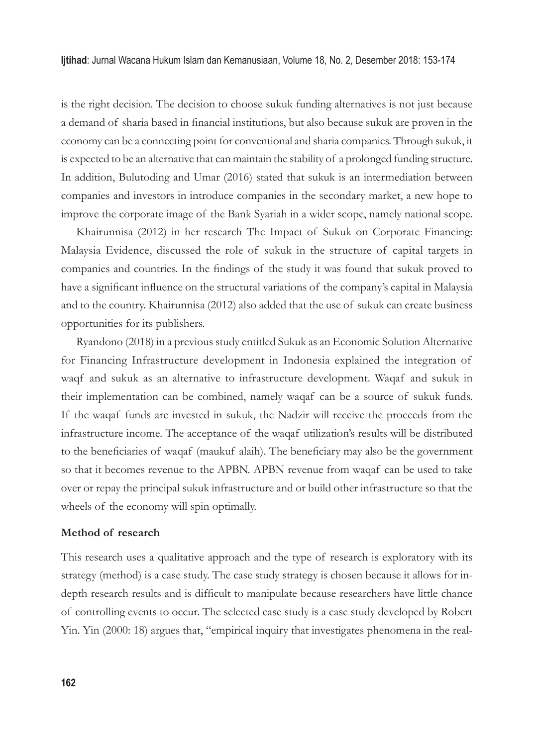is the right decision. The decision to choose sukuk funding alternatives is not just because a demand of sharia based in financial institutions, but also because sukuk are proven in the economy can be a connecting point for conventional and sharia companies. Through sukuk, it is expected to be an alternative that can maintain the stability of a prolonged funding structure. In addition, Bulutoding and Umar (2016) stated that sukuk is an intermediation between companies and investors in introduce companies in the secondary market, a new hope to improve the corporate image of the Bank Syariah in a wider scope, namely national scope.

Khairunnisa (2012) in her research The Impact of Sukuk on Corporate Financing: Malaysia Evidence, discussed the role of sukuk in the structure of capital targets in companies and countries. In the findings of the study it was found that sukuk proved to have a significant influence on the structural variations of the company's capital in Malaysia and to the country. Khairunnisa (2012) also added that the use of sukuk can create business opportunities for its publishers.

Ryandono (2018) in a previous study entitled Sukuk as an Economic Solution Alternative for Financing Infrastructure development in Indonesia explained the integration of waqf and sukuk as an alternative to infrastructure development. Waqaf and sukuk in their implementation can be combined, namely waqaf can be a source of sukuk funds. If the waqaf funds are invested in sukuk, the Nadzir will receive the proceeds from the infrastructure income. The acceptance of the waqaf utilization's results will be distributed to the beneficiaries of waqaf (maukuf alaih). The beneficiary may also be the government so that it becomes revenue to the APBN. APBN revenue from waqaf can be used to take over or repay the principal sukuk infrastructure and or build other infrastructure so that the wheels of the economy will spin optimally.

**Method of research**

This research uses a qualitative approach and the type of research is exploratory with its strategy (method) is a case study. The case study strategy is chosen because it allows for in-depth research results and is difficult to manipulate because researchers have little chance of controlling events to occur. The selected case study is a case study developed by Robert Yin. Yin (2000: 18) argues that, "empirical inquiry that investigates phenomena in the real-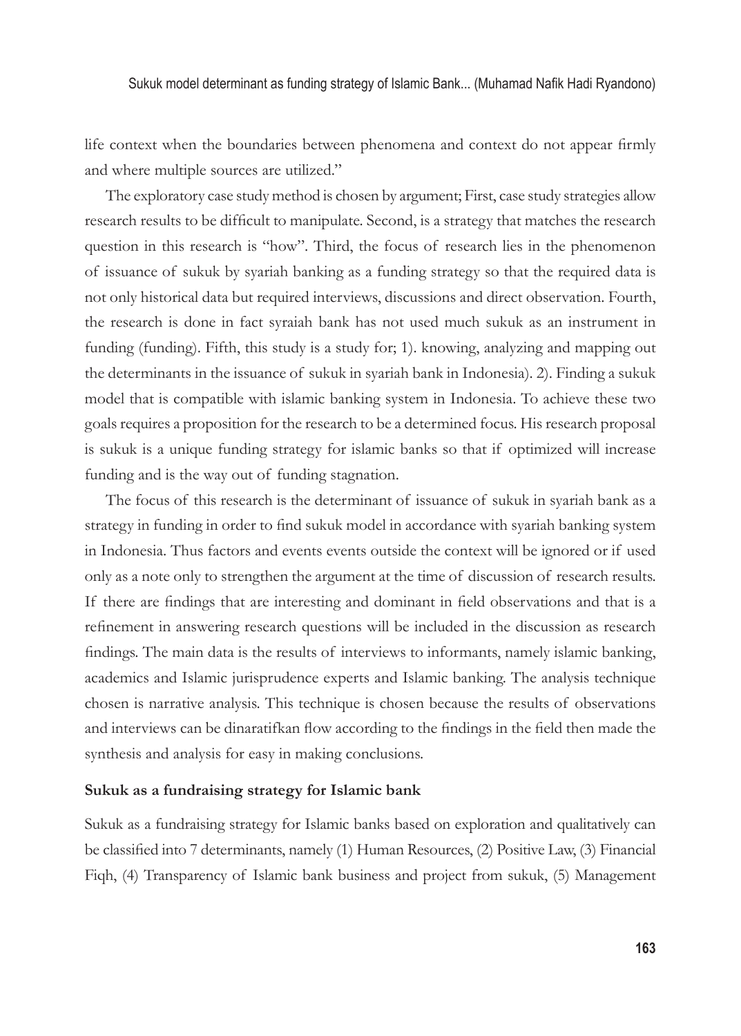life context when the boundaries between phenomena and context do not appear firmly and where multiple sources are utilized."

The exploratory case study method is chosen by argument; First, case study strategies allow research results to be difficult to manipulate. Second, is a strategy that matches the research question in this research is "how". Third, the focus of research lies in the phenomenon of issuance of sukuk by syariah banking as a funding strategy so that the required data is not only historical data but required interviews, discussions and direct observation. Fourth, the research is done in fact syraiah bank has not used much sukuk as an instrument in funding (funding). Fifth, this study is a study for; 1). knowing, analyzing and mapping out the determinants in the issuance of sukuk in syariah bank in Indonesia). 2). Finding a sukuk model that is compatible with islamic banking system in Indonesia. To achieve these two goals requires a proposition for the research to be a determined focus. His research proposal is sukuk is a unique funding strategy for islamic banks so that if optimized will increase funding and is the way out of funding stagnation.

The focus of this research is the determinant of issuance of sukuk in syariah bank as a strategy in funding in order to find sukuk model in accordance with syariah banking system in Indonesia. Thus factors and events events outside the context will be ignored or if used only as a note only to strengthen the argument at the time of discussion of research results. If there are findings that are interesting and dominant in field observations and that is a refinement in answering research questions will be included in the discussion as research findings. The main data is the results of interviews to informants, namely islamic banking, academics and Islamic jurisprudence experts and Islamic banking. The analysis technique chosen is narrative analysis. This technique is chosen because the results of observations and interviews can be dinaratifkan flow according to the findings in the field then made the synthesis and analysis for easy in making conclusions.

### Sukuk as a fundraising strategy for Islamic bank

Sukuk as a fundraising strategy for Islamic banks based on exploration and qualitatively can be classified into 7 determinants, namely (1) Human Resources, (2) Positive Law, (3) Financial Fiqh, (4) Transparency of Islamic bank business and project from sukuk, (5) Management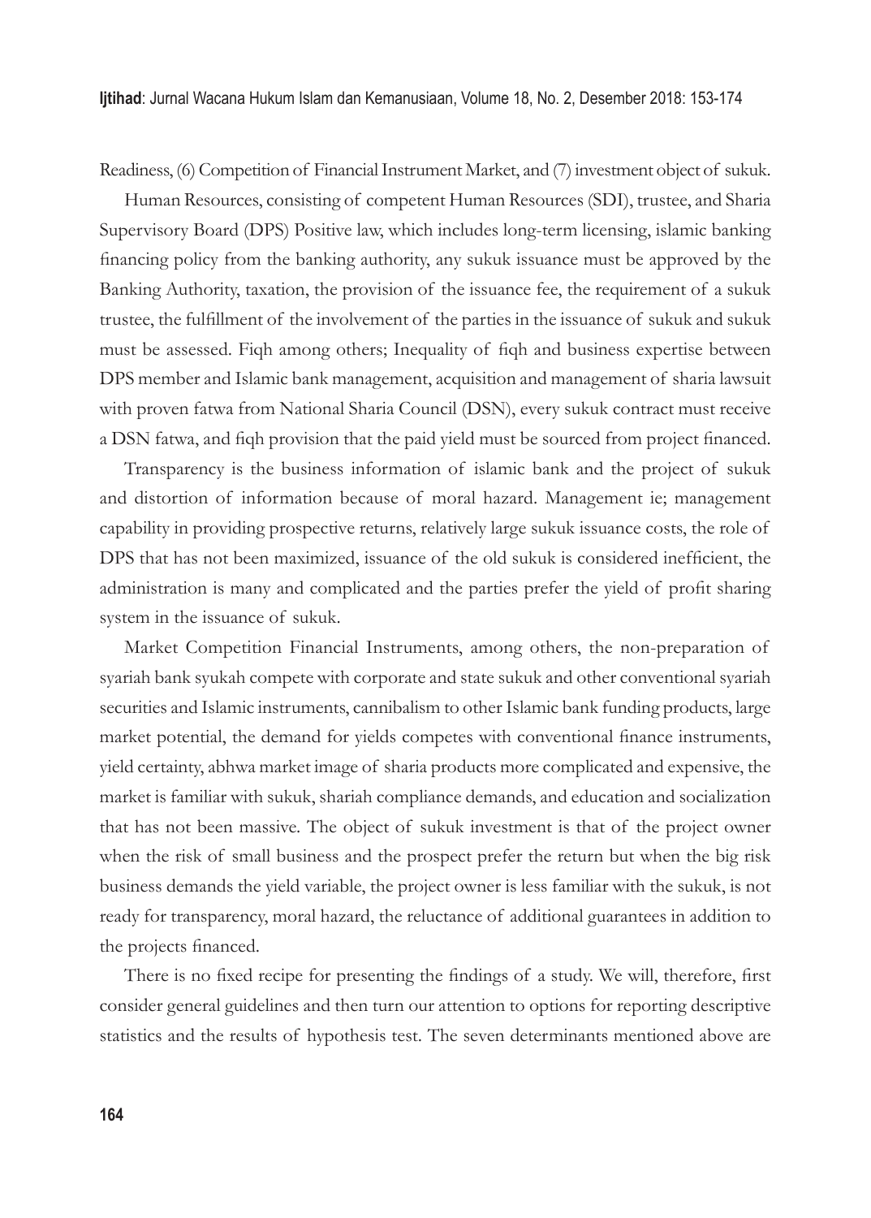Readiness, (6) Competition of Financial Instrument Market, and (7) investment object of sukuk.

Human Resources, consisting of competent Human Resources (SDI), trustee, and Sharia Supervisory Board (DPS) Positive law, which includes long-term licensing, islamic banking financing policy from the banking authority, any sukuk issuance must be approved by the Banking Authority, taxation, the provision of the issuance fee, the requirement of a sukuk trustee, the fulfillment of the involvement of the parties in the issuance of sukuk and sukuk must be assessed. Fiqh among others; Inequality of fiqh and business expertise between DPS member and Islamic bank management, acquisition and management of sharia lawsuit with proven fatwa from National Sharia Council (DSN), every sukuk contract must receive a DSN fatwa, and fiqh provision that the paid yield must be sourced from project financed.

Transparency is the business information of islamic bank and the project of sukuk and distortion of information because of moral hazard. Management ie; management capability in providing prospective returns, relatively large sukuk issuance costs, the role of DPS that has not been maximized, issuance of the old sukuk is considered inefficient, the administration is many and complicated and the parties prefer the yield of profit sharing system in the issuance of sukuk.

Market Competition Financial Instruments, among others, the non-preparation of syariah bank syukah compete with corporate and state sukuk and other conventional syariah securities and Islamic instruments, cannibalism to other Islamic bank funding products, large market potential, the demand for yields competes with conventional finance instruments, yield certainty, abhwa market image of sharia products more complicated and expensive, the market is familiar with sukuk, shariah compliance demands, and education and socialization that has not been massive. The object of sukuk investment is that of the project owner when the risk of small business and the prospect prefer the return but when the big risk business demands the yield variable, the project owner is less familiar with the sukuk, is not ready for transparency, moral hazard, the reluctance of additional guarantees in addition to the projects financed.

There is no fixed recipe for presenting the findings of a study. We will, therefore, first consider general guidelines and then turn our attention to options for reporting descriptive statistics and the results of hypothesis test. The seven determinants mentioned above are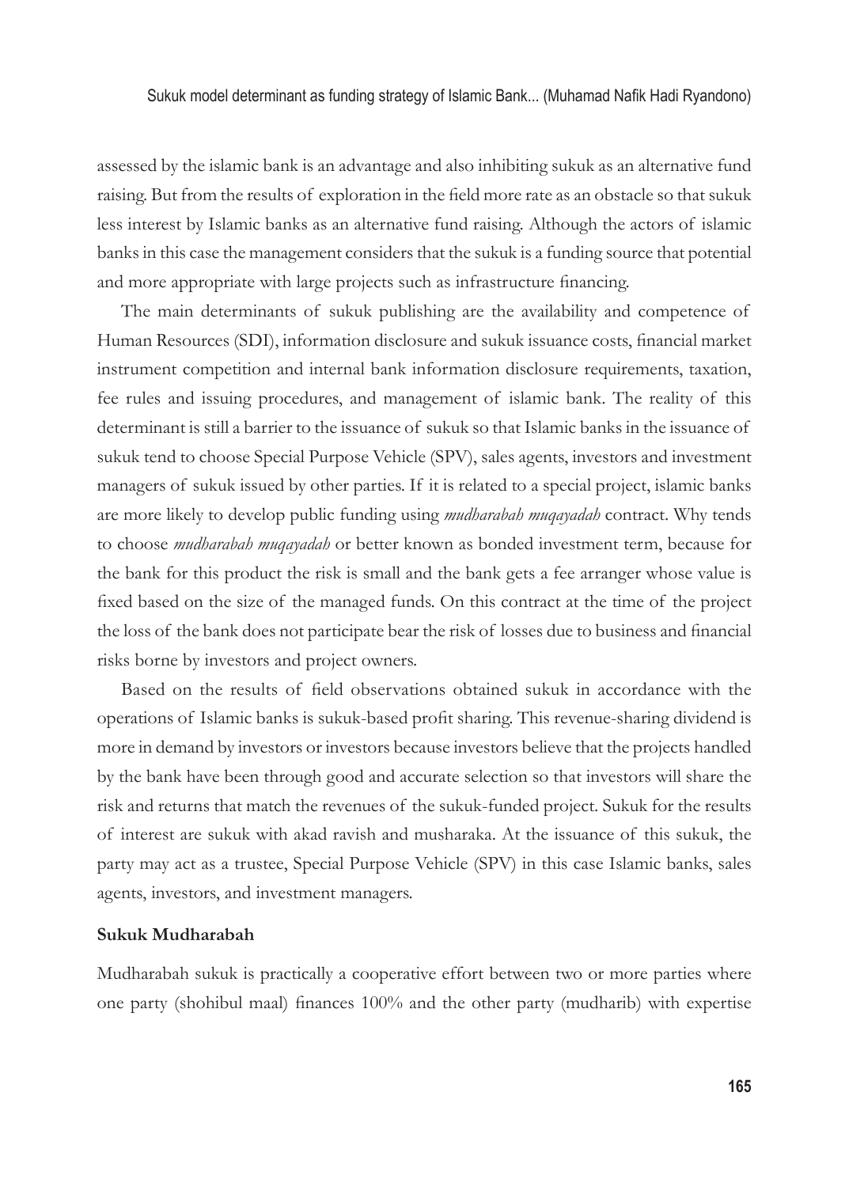assessed by the islamic bank is an advantage and also inhibiting sukuk as an alternative fund raising. But from the results of exploration in the field more rate as an obstacle so that sukuk less interest by Islamic banks as an alternative fund raising. Although the actors of islamic banks in this case the management considers that the sukuk is a funding source that potential and more appropriate with large projects such as infrastructure financing.

The main determinants of sukuk publishing are the availability and competence of Human Resources (SDI), information disclosure and sukuk issuance costs, financial market instrument competition and internal bank information disclosure requirements, taxation, fee rules and issuing procedures, and management of islamic bank. The reality of this determinant is still a barrier to the issuance of sukuk so that Islamic banks in the issuance of sukuk tend to choose Special Purpose Vehicle (SPV), sales agents, investors and investment managers of sukuk issued by other parties. If it is related to a special project, islamic banks are more likely to develop public funding using *mudharabah muqayadah* contract. Why tends to choose *mudharabah muqayadah* or better known as bonded investment term, because for the bank for this product the risk is small and the bank gets a fee arranger whose value is fixed based on the size of the managed funds. On this contract at the time of the project the loss of the bank does not participate bear the risk of losses due to business and financial risks borne by investors and project owners.

Based on the results of field observations obtained sukuk in accordance with the operations of Islamic banks is sukuk-based profit sharing. This revenue-sharing dividend is more in demand by investors or investors because investors believe that the projects handled by the bank have been through good and accurate selection so that investors will share the risk and returns that match the revenues of the sukuk-funded project. Sukuk for the results of interest are sukuk with akad ravish and musharaka. At the issuance of this sukuk, the party may act as a trustee, Special Purpose Vehicle (SPV) in this case Islamic banks, sales agents, investors, and investment managers.

**Sukuk Mudharabah**

Mudharabah sukuk is practically a cooperative effort between two or more parties where one party (shohibul maal) finances 100% and the other party (mudharib) with expertise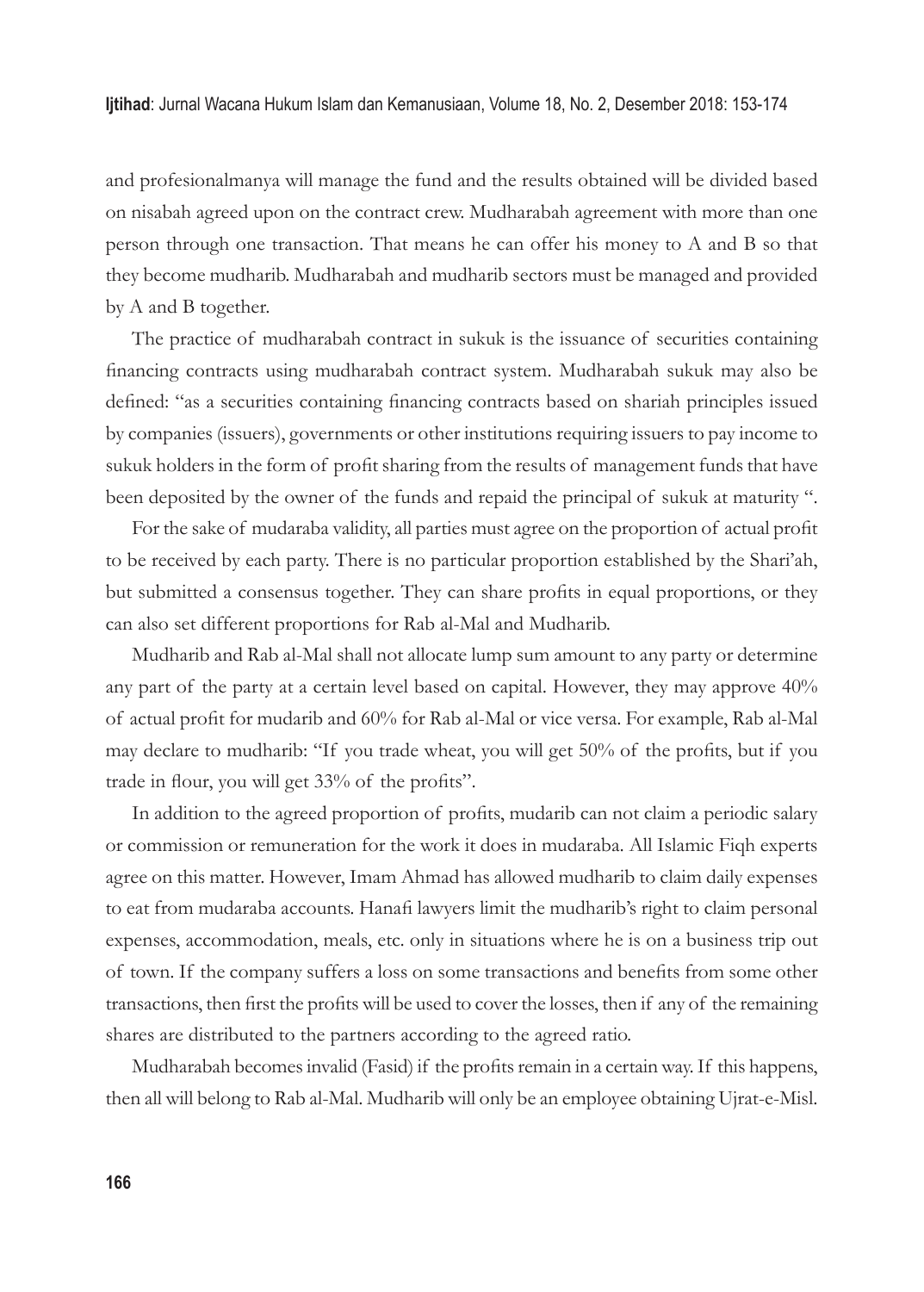and profesionalmanya will manage the fund and the results obtained will be divided based on nisabah agreed upon on the contract crew. Mudharabah agreement with more than one person through one transaction. That means he can offer his money to A and B so that they become mudharib. Mudharabah and mudharib sectors must be managed and provided by A and B together.

The practice of mudharabah contract in sukuk is the issuance of securities containing financing contracts using mudharabah contract system. Mudharabah sukuk may also be defined: "as a securities containing financing contracts based on shariah principles issued by companies (issuers), governments or other institutions requiring issuers to pay income to sukuk holders in the form of profit sharing from the results of management funds that have been deposited by the owner of the funds and repaid the principal of sukuk at maturity ".

For the sake of mudaraba validity, all parties must agree on the proportion of actual profit to be received by each party. There is no particular proportion established by the Shari'ah, but submitted a consensus together. They can share profits in equal proportions, or they can also set different proportions for Rab al-Mal and Mudharib.

Mudharib and Rab al-Mal shall not allocate lump sum amount to any party or determine any part of the party at a certain level based on capital. However, they may approve 40% of actual profit for mudarib and 60% for Rab al-Mal or vice versa. For example, Rab al-Mal may declare to mudharib: "If you trade wheat, you will get 50% of the profits, but if you trade in flour, you will get 33% of the profits".

In addition to the agreed proportion of profits, mudarib can not claim a periodic salary or commission or remuneration for the work it does in mudaraba. All Islamic Fiqh experts agree on this matter. However, Imam Ahmad has allowed mudharib to claim daily expenses to eat from mudaraba accounts. Hanafi lawyers limit the mudharib's right to claim personal expenses, accommodation, meals, etc. only in situations where he is on a business trip out of town. If the company suffers a loss on some transactions and benefits from some other transactions, then first the profits will be used to cover the losses, then if any of the remaining shares are distributed to the partners according to the agreed ratio.

Mudharabah becomes invalid (Fasid) if the profits remain in a certain way. If this happens, then all will belong to Rab al-Mal. Mudharib will only be an employee obtaining Ujrat-e-Misl.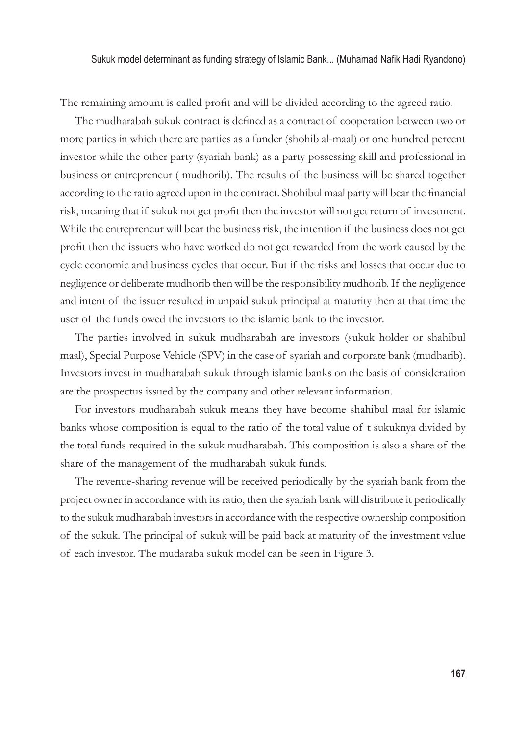The remaining amount is called profit and will be divided according to the agreed ratio.

The mudharabah sukuk contract is defined as a contract of cooperation between two or more parties in which there are parties as a funder (shohib al-maal) or one hundred percent investor while the other party (syariah bank) as a party possessing skill and professional in business or entrepreneur ( mudhorib). The results of the business will be shared together according to the ratio agreed upon in the contract. Shohibul maal party will bear the financial risk, meaning that if sukuk not get profit then the investor will not get return of investment. While the entrepreneur will bear the business risk, the intention if the business does not get profit then the issuers who have worked do not get rewarded from the work caused by the cycle economic and business cycles that occur. But if the risks and losses that occur due to negligence or deliberate mudhorib then will be the responsibility mudhorib. If the negligence and intent of the issuer resulted in unpaid sukuk principal at maturity then at that time the user of the funds owed the investors to the islamic bank to the investor.

The parties involved in sukuk mudharabah are investors (sukuk holder or shahibul maal), Special Purpose Vehicle (SPV) in the case of syariah and corporate bank (mudharib). Investors invest in mudharabah sukuk through islamic banks on the basis of consideration are the prospectus issued by the company and other relevant information.

For investors mudharabah sukuk means they have become shahibul maal for islamic banks whose composition is equal to the ratio of the total value of t sukuknya divided by the total funds required in the sukuk mudharabah. This composition is also a share of the share of the management of the mudharabah sukuk funds.

The revenue-sharing revenue will be received periodically by the syariah bank from the project owner in accordance with its ratio, then the syariah bank will distribute it periodically to the sukuk mudharabah investors in accordance with the respective ownership composition of the sukuk. The principal of sukuk will be paid back at maturity of the investment value of each investor. The mudaraba sukuk model can be seen in Figure 3.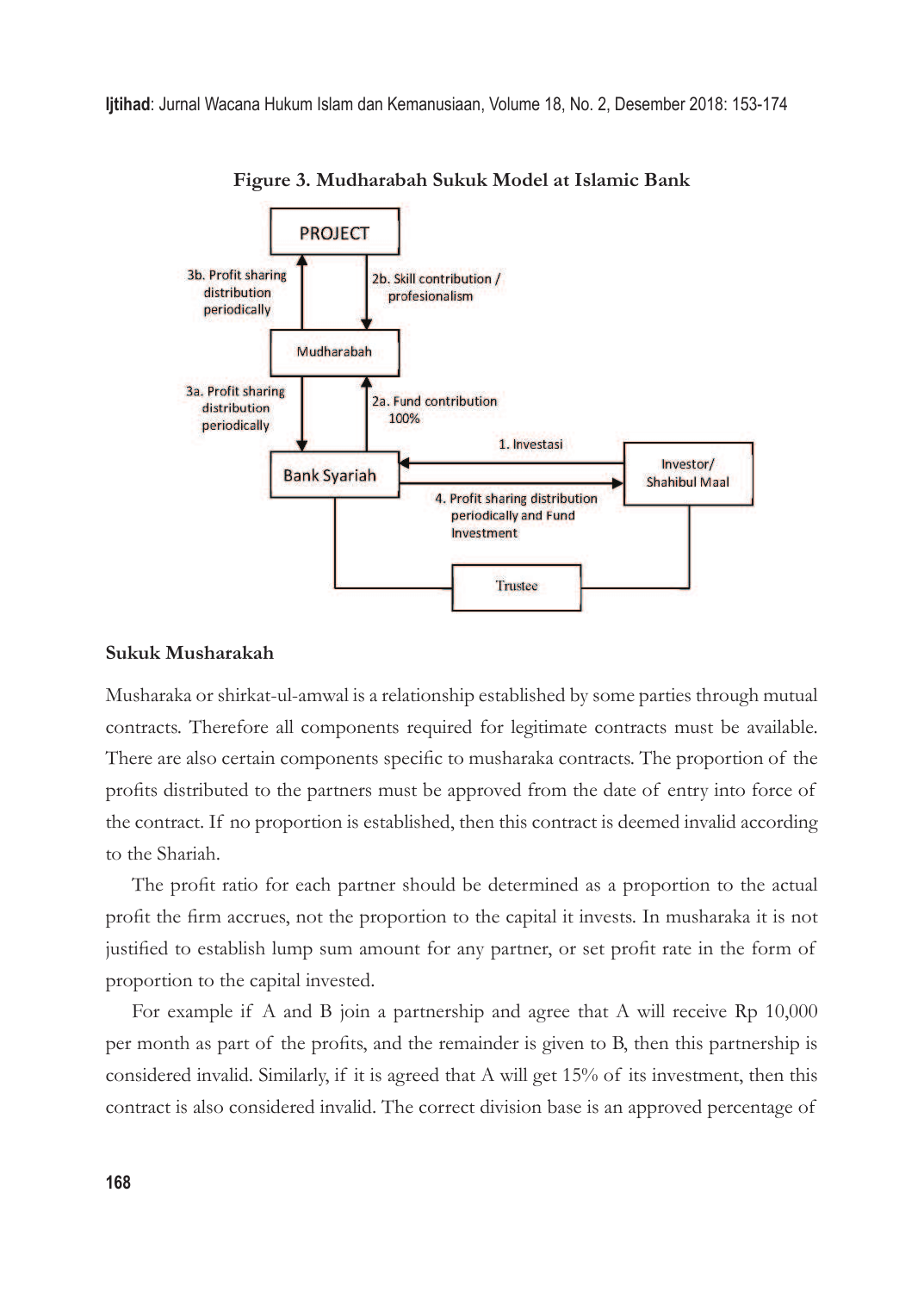**Figure 3. Mudharabah Sukuk Model at Islamic Bank**

### Sukuk Musharakah

Musharaka or shirkat-ul-amwal is a relationship established by some parties through mutual contracts. Therefore all components required for legitimate contracts must be available. There are also certain components specific to musharaka contracts. The proportion of the profits distributed to the partners must be approved from the date of entry into force of the contract. If no proportion is established, then this contract is deemed invalid according to the Shariah.

The profit ratio for each partner should be determined as a proportion to the actual profit the firm accrues, not the proportion to the capital it invests. In musharaka it is not justified to establish lump sum amount for any partner, or set profit rate in the form of proportion to the capital invested.

For example if A and B join a partnership and agree that A will receive Rp 10,000 per month as part of the profits, and the remainder is given to B, then this partnership is considered invalid. Similarly, if it is agreed that A will get 15% of its investment, then this contract is also considered invalid. The correct division base is an approved percentage of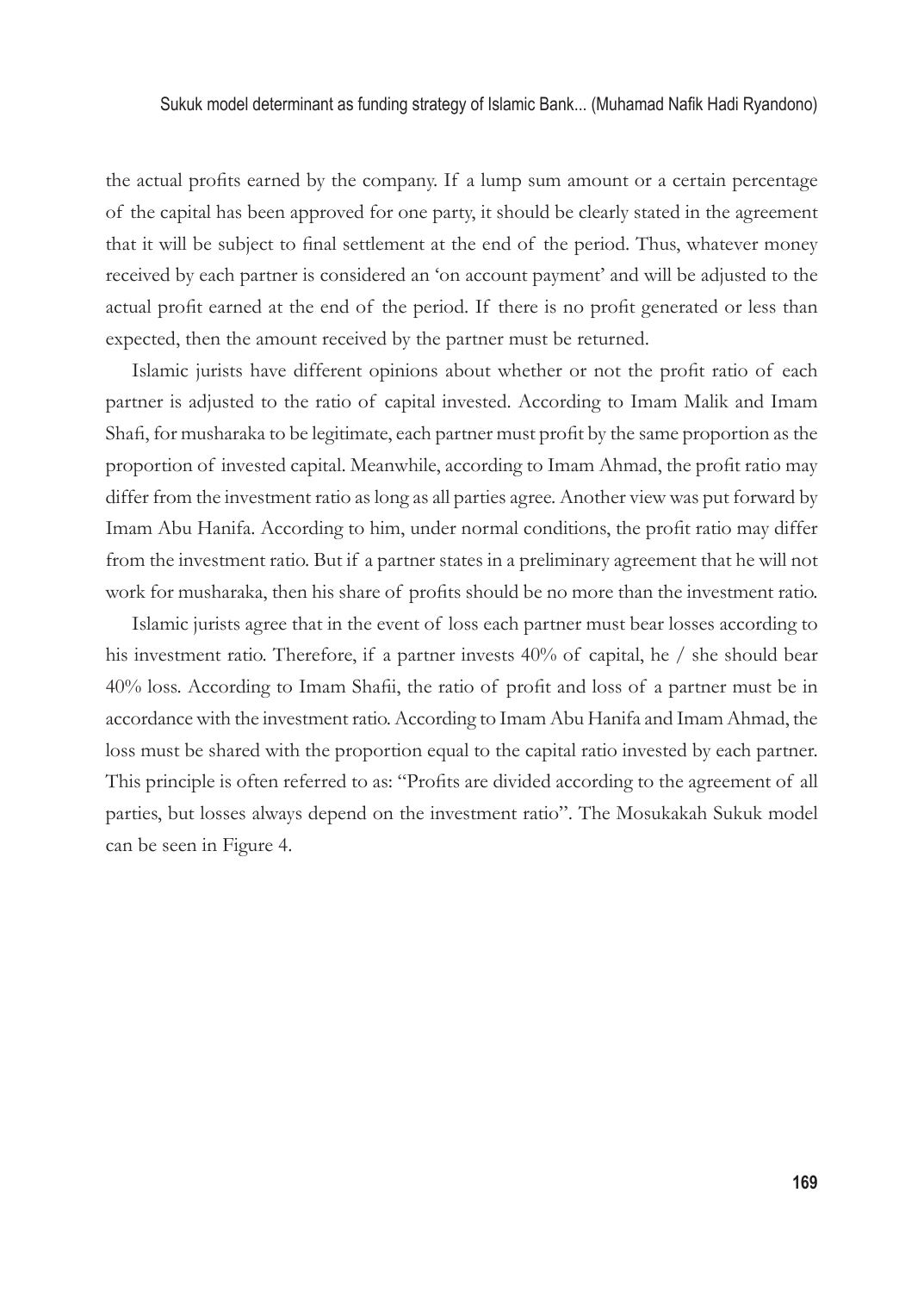the actual profits earned by the company. If a lump sum amount or a certain percentage of the capital has been approved for one party, it should be clearly stated in the agreement that it will be subject to final settlement at the end of the period. Thus, whatever money received by each partner is considered an 'on account payment' and will be adjusted to the actual profit earned at the end of the period. If there is no profit generated or less than expected, then the amount received by the partner must be returned.

Islamic jurists have different opinions about whether or not the profit ratio of each partner is adjusted to the ratio of capital invested. According to Imam Malik and Imam Shafi, for musharaka to be legitimate, each partner must profit by the same proportion as the proportion of invested capital. Meanwhile, according to Imam Ahmad, the profit ratio may differ from the investment ratio as long as all parties agree. Another view was put forward by Imam Abu Hanifa. According to him, under normal conditions, the profit ratio may differ from the investment ratio. But if a partner states in a preliminary agreement that he will not work for musharaka, then his share of profits should be no more than the investment ratio.

Islamic jurists agree that in the event of loss each partner must bear losses according to his investment ratio. Therefore, if a partner invests 40% of capital, he / she should bear 40% loss. According to Imam Shafii, the ratio of profit and loss of a partner must be in accordance with the investment ratio. According to Imam Abu Hanifa and Imam Ahmad, the loss must be shared with the proportion equal to the capital ratio invested by each partner. This principle is often referred to as: "Profits are divided according to the agreement of all parties, but losses always depend on the investment ratio". The Mosukakah Sukuk model can be seen in Figure 4.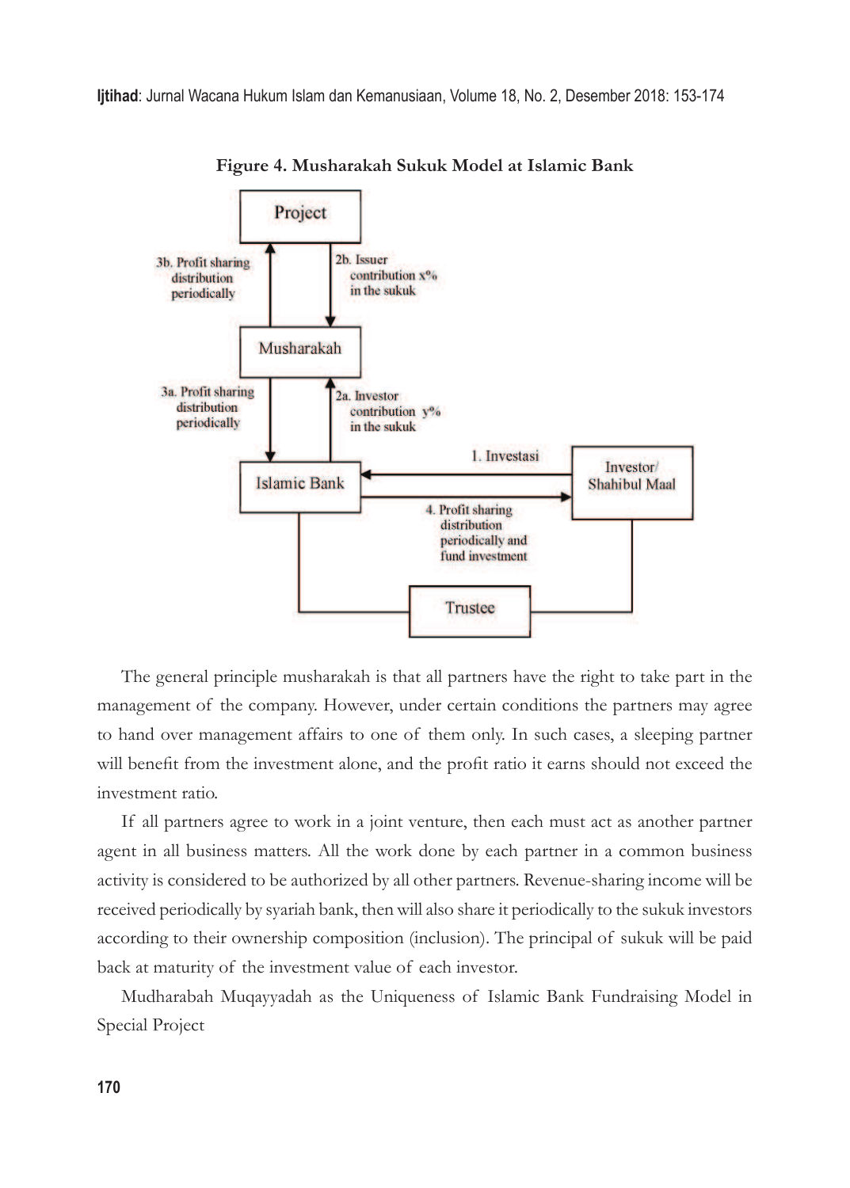**Figure 4. Musharakah Sukuk Model at Islamic Bank**

The general principle musharakah is that all partners have the right to take part in the management of the company. However, under certain conditions the partners may agree to hand over management affairs to one of them only. In such cases, a sleeping partner will benefit from the investment alone, and the profit ratio it earns should not exceed the investment ratio.

If all partners agree to work in a joint venture, then each must act as another partner agent in all business matters. All the work done by each partner in a common business activity is considered to be authorized by all other partners. Revenue-sharing income will be received periodically by syariah bank, then will also share it periodically to the sukuk investors according to their ownership composition (inclusion). The principal of sukuk will be paid back at maturity of the investment value of each investor.

Mudharabah Muqayyadah as the Uniqueness of Islamic Bank Fundraising Model in Special Project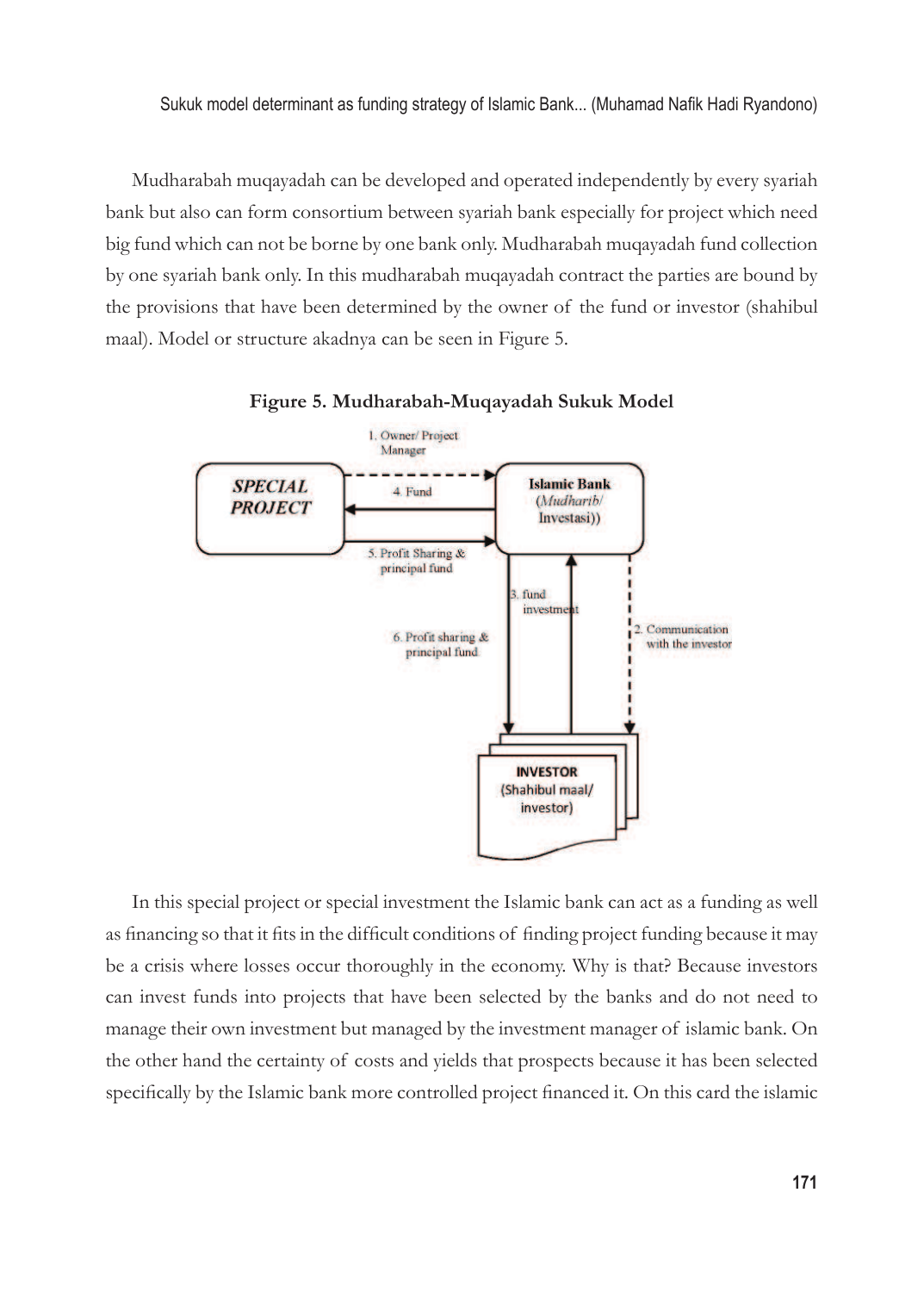Mudharabah muqayadah can be developed and operated independently by every syariah bank but also can form consortium between syariah bank especially for project which need big fund which can not be borne by one bank only. Mudharabah muqayadah fund collection by one syariah bank only. In this mudharabah muqayadah contract the parties are bound by the provisions that have been determined by the owner of the fund or investor (shahibul maal). Model or structure akadnya can be seen in Figure 5.

**Figure 5. Mudharabah-Muqayadah Sukuk Model**

In this special project or special investment the Islamic bank can act as a funding as well as financing so that it fits in the difficult conditions of finding project funding because it may be a crisis where losses occur thoroughly in the economy. Why is that? Because investors can invest funds into projects that have been selected by the banks and do not need to manage their own investment but managed by the investment manager of islamic bank. On the other hand the certainty of costs and yields that prospects because it has been selected specifically by the Islamic bank more controlled project financed it. On this card the islamic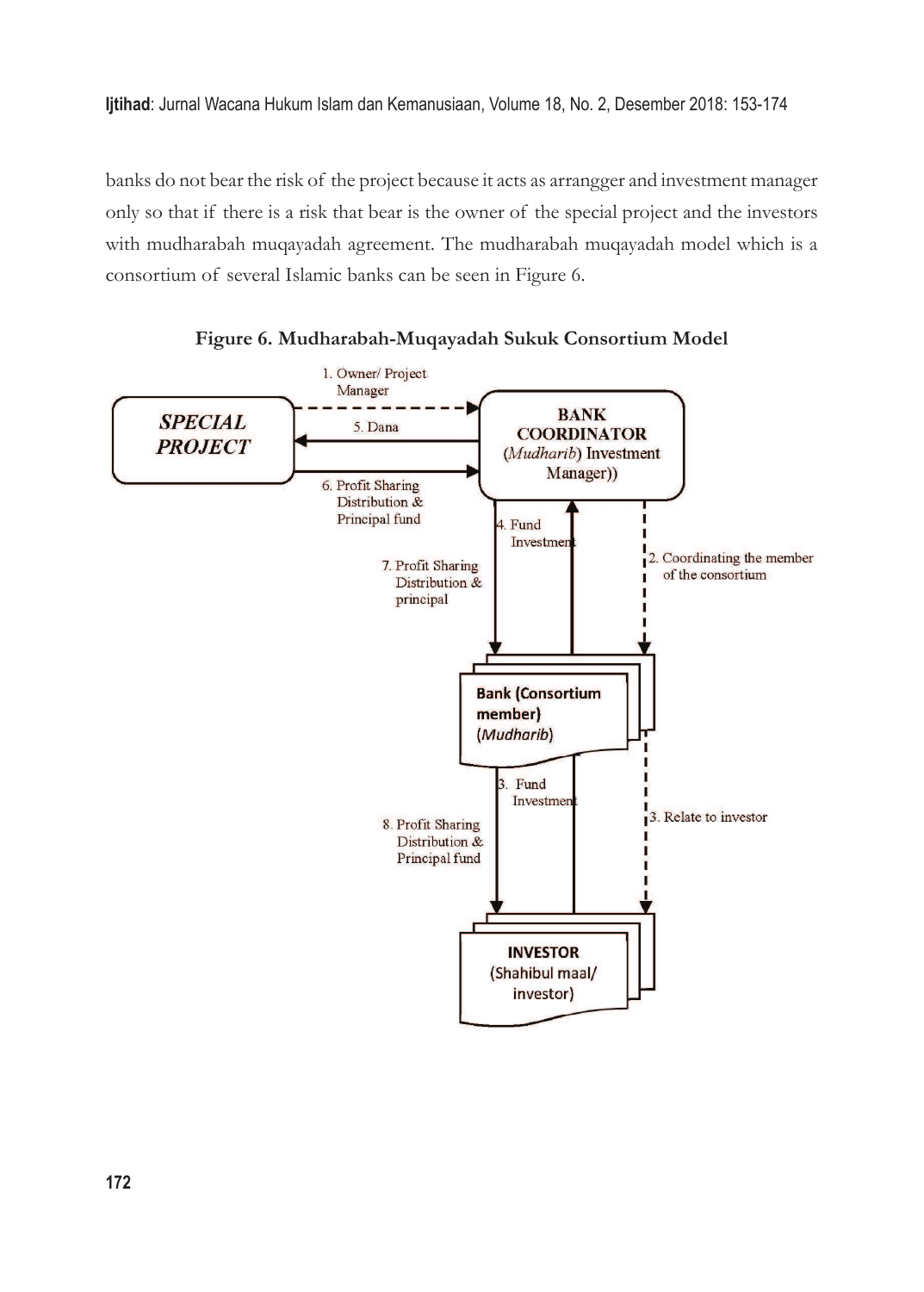banks do not bear the risk of the project because it acts as arrangger and investment manager only so that if there is a risk that bear is the owner of the special project and the investors with mudharabah muqayadah agreement. The mudharabah muqayadah model which is a consortium of several Islamic banks can be seen in Figure 6.

**Figure 6. Mudharabah-Muqayadah Sukuk Consortium Model**

1. Owner/ Project Manager
2. Coordinating the member of the consortium
3. Relate to investor
3. Fund Investment
4. Fund Investment
5. Dana
6. Profit Sharing Distribution & Principal fund
7. Profit Sharing Distribution & principal
8. Profit Sharing Distribution & Principal fund

SPECIAL PROJECT

BANK COORDINATOR (*Mudharib*) Investment Manager))

Bank (Consortium member) (*Mudharib*)

INVESTOR (Shahibul maal/ investor)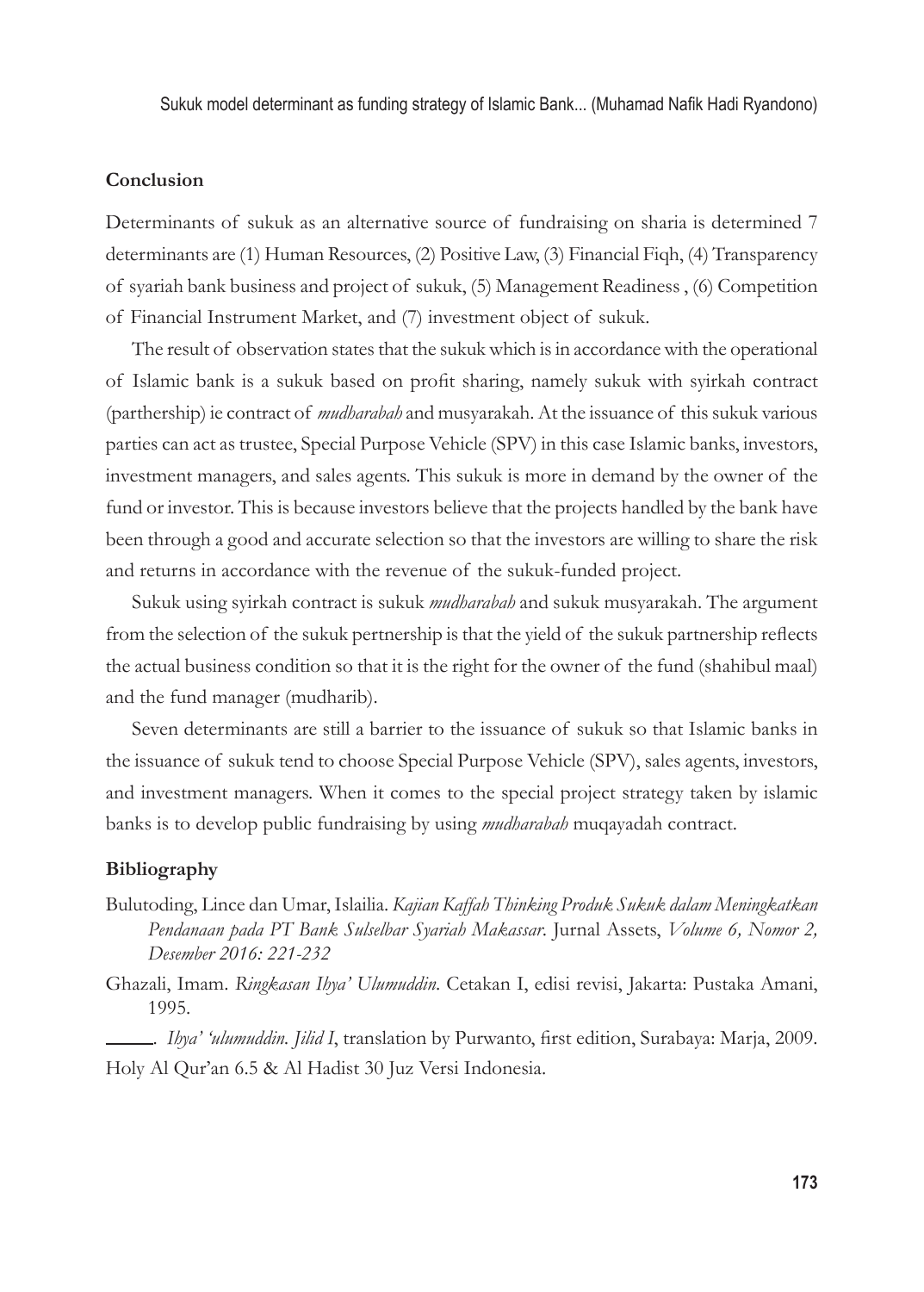## Conclusion

Determinants of sukuk as an alternative source of fundraising on sharia is determined 7 determinants are (1) Human Resources, (2) Positive Law, (3) Financial Fiqh, (4) Transparency of syariah bank business and project of sukuk, (5) Management Readiness , (6) Competition of Financial Instrument Market, and (7) investment object of sukuk.

The result of observation states that the sukuk which is in accordance with the operational of Islamic bank is a sukuk based on profit sharing, namely sukuk with syirkah contract (parthership) ie contract of *mudharabah* and musyarakah. At the issuance of this sukuk various parties can act as trustee, Special Purpose Vehicle (SPV) in this case Islamic banks, investors, investment managers, and sales agents. This sukuk is more in demand by the owner of the fund or investor. This is because investors believe that the projects handled by the bank have been through a good and accurate selection so that the investors are willing to share the risk and returns in accordance with the revenue of the sukuk-funded project.

Sukuk using syirkah contract is sukuk *mudharabah* and sukuk musyarakah. The argument from the selection of the sukuk pertnership is that the yield of the sukuk partnership reflects the actual business condition so that it is the right for the owner of the fund (shahibul maal) and the fund manager (mudharib).

Seven determinants are still a barrier to the issuance of sukuk so that Islamic banks in the issuance of sukuk tend to choose Special Purpose Vehicle (SPV), sales agents, investors, and investment managers. When it comes to the special project strategy taken by islamic banks is to develop public fundraising by using *mudharabah* muqayadah contract.

## Bibliography

Bulutoding, Lince dan Umar, Islailia. *Kajian Kaffah Thinking Produk Sukuk dalam Meningkatkan Pendanaan pada PT Bank Sulselbar Syariah Makassar*. Jurnal Assets, *Volume 6, Nomor 2, Desember 2016: 221-232*

Ghazali, Imam. *Ringkasan Ihya' Ulumuddin*. Cetakan I, edisi revisi, Jakarta: Pustaka Amani, 1995.

______. *Ihya' 'ulumuddin. Jilid I*, translation by Purwanto, first edition, Surabaya: Marja, 2009.

Holy Al Qur'an 6.5 & Al Hadist 30 Juz Versi Indonesia.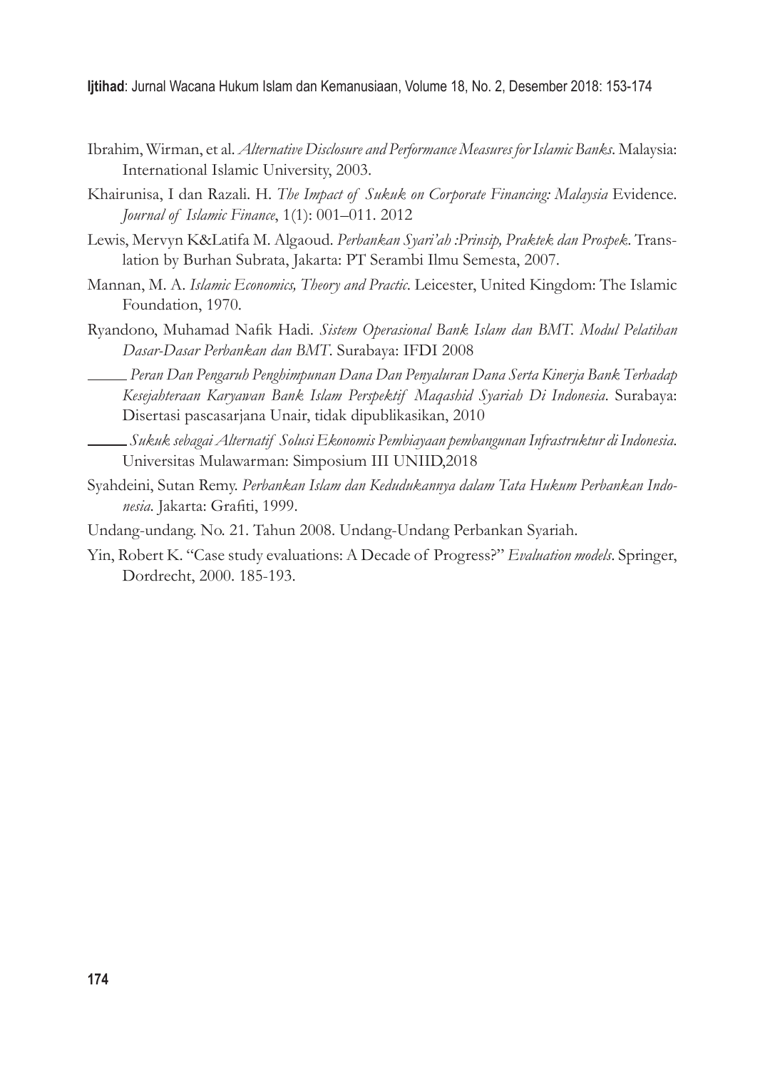Ibrahim, Wirman, et al. *Alternative Disclosure and Performance Measures for Islamic Banks*. Malaysia: International Islamic University, 2003.

Khairunisa, I dan Razali. H. *The Impact of Sukuk on Corporate Financing: Malaysia* Evidence. *Journal of Islamic Finance*, 1(1): 001–011. 2012

Lewis, Mervyn K&Latifa M. Algaoud. *Perbankan Syari'ah :Prinsip, Praktek dan Prospek*. Translation by Burhan Subrata, Jakarta: PT Serambi Ilmu Semesta, 2007.

Mannan, M. A. *Islamic Economics, Theory and Practic*. Leicester, United Kingdom: The Islamic Foundation, 1970.

Ryandono, Muhamad Nafik Hadi. *Sistem Operasional Bank Islam dan BMT. Modul Pelatihan Dasar-Dasar Perbankan dan BMT*. Surabaya: IFDI 2008

_____ *Peran Dan Pengaruh Penghimpunan Dana Dan Penyaluran Dana Serta Kinerja Bank Terhadap Kesejahteraan Karyawan Bank Islam Perspektif Maqashid Syariah Di Indonesia*. Surabaya: Disertasi pascasarjana Unair, tidak dipublikasikan, 2010

_____ *Sukuk sebagai Alternatif Solusi Ekonomis Pembiayaan pembangunan Infrastruktur di Indonesia*. Universitas Mulawarman: Simposium III UNIID,2018

Syahdeini, Sutan Remy. *Perbankan Islam dan Kedudukannya dalam Tata Hukum Perbankan Indonesia*. Jakarta: Grafiti, 1999.

Undang-undang. No. 21. Tahun 2008. Undang-Undang Perbankan Syariah.

Yin, Robert K. "Case study evaluations: A Decade of Progress?" *Evaluation models*. Springer, Dordrecht, 2000. 185-193.